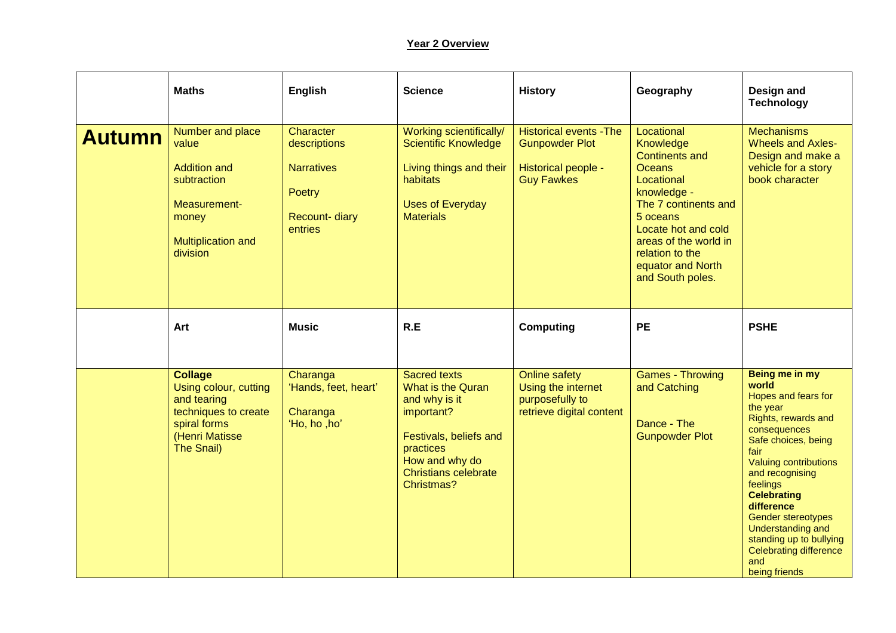**Year 2 Overview**

| | Maths | English | Science | History | Geography | Design and Technology |
|---|---|---|---|---|---|---|
| **Autumn** | Number and place value<br><br>Addition and subtraction<br><br>Measurement- money<br><br>Multiplication and division | Character descriptions<br><br>Narratives<br><br>Poetry<br><br>Recount- diary entries | Working scientifically/ Scientific Knowledge<br><br>Living things and their habitats<br><br>Uses of Everyday Materials | Historical events -The Gunpowder Plot<br><br>Historical people - Guy Fawkes | Locational Knowledge<br>Continents and Oceans<br>Locational knowledge -<br>The 7 continents and 5 oceans<br>Locate hot and cold areas of the world in relation to the equator and North and South poles. | Mechanisms<br>Wheels and Axles- Design and make a vehicle for a story book character |
| | **Art** | **Music** | **R.E** | **Computing** | **PE** | **PSHE** |
| | **Collage**<br>Using colour, cutting and tearing techniques to create spiral forms<br>(Henri Matisse<br>The Snail) | Charanga<br>'Hands, feet, heart'<br><br>Charanga<br>'Ho, ho ,ho' | Sacred texts<br>What is the Quran and why is it important?<br><br>Festivals, beliefs and practices<br>How and why do Christians celebrate Christmas? | Online safety<br>Using the internet purposefully to retrieve digital content | Games - Throwing and Catching<br><br>Dance - The Gunpowder Plot | **Being me in my world**<br>Hopes and fears for the year<br>Rights, rewards and consequences<br>Safe choices, being fair<br>Valuing contributions and recognising feelings<br>**Celebrating difference**<br>Gender stereotypes<br>Understanding and standing up to bullying<br>Celebrating difference and<br>being friends |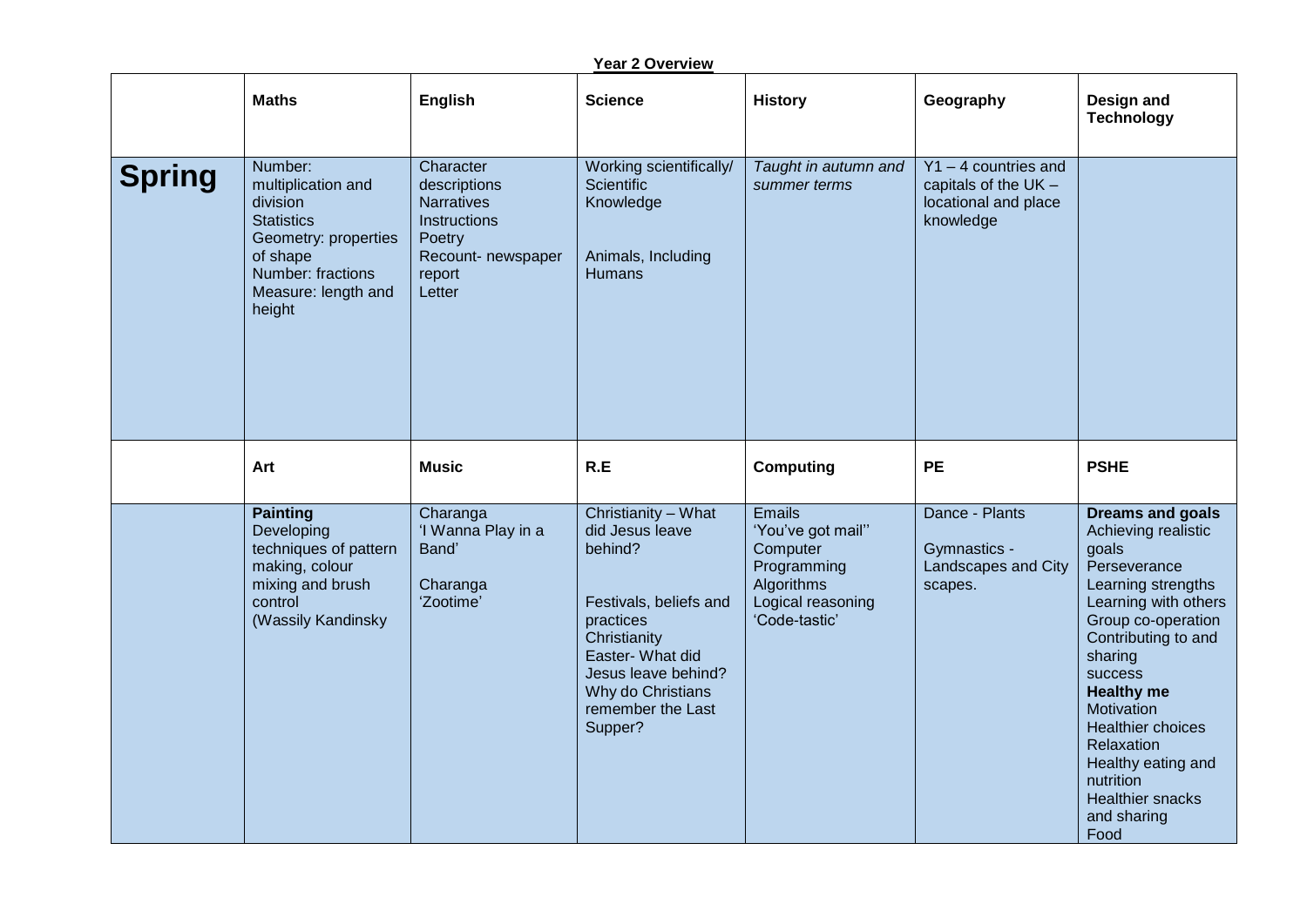**Year 2 Overview**

| | **Maths** | **English** | **Science** | **History** | **Geography** | **Design and Technology** |
|---|---|---|---|---|---|---|
| **Spring** | Number: multiplication and division<br>Statistics<br>Geometry: properties of shape<br>Number: fractions<br>Measure: length and height | Character descriptions<br>Narratives<br>Instructions<br>Poetry<br>Recount- newspaper report<br>Letter | Working scientifically/ Scientific Knowledge<br><br>Animals, Including Humans | *Taught in autumn and summer terms* | Y1 – 4 countries and capitals of the UK – locational and place knowledge | |
| | **Art** | **Music** | **R.E** | **Computing** | **PE** | **PSHE** |
| | **Painting**<br>Developing techniques of pattern making, colour mixing and brush control<br>(Wassily Kandinsky | Charanga<br>'I Wanna Play in a Band'<br><br>Charanga<br>'Zootime' | Christianity – What did Jesus leave behind?<br><br>Festivals, beliefs and practices<br>Christianity<br>Easter- What did Jesus leave behind? Why do Christians remember the Last Supper? | Emails<br>'You've got mail''<br>Computer Programming<br>Algorithms<br>Logical reasoning<br>'Code-tastic' | Dance - Plants<br><br>Gymnastics - Landscapes and City scapes. | **Dreams and goals**<br>Achieving realistic goals<br>Perseverance<br>Learning strengths<br>Learning with others<br>Group co-operation<br>Contributing to and sharing<br>success<br>**Healthy me**<br>Motivation<br>Healthier choices<br>Relaxation<br>Healthy eating and nutrition<br>Healthier snacks and sharing<br>Food |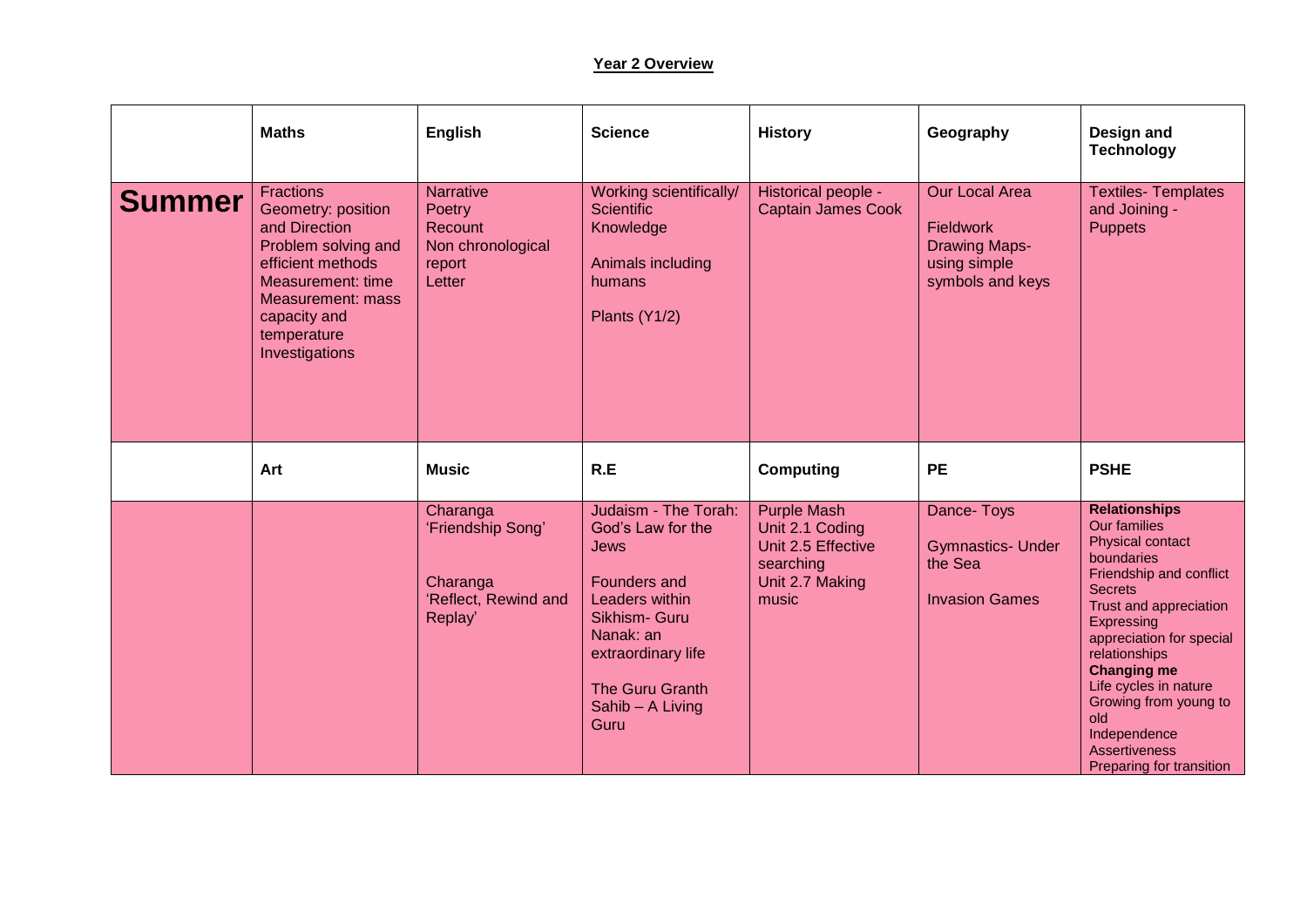**Year 2 Overview**

| | Maths | English | Science | History | Geography | Design and Technology |
|---|---|---|---|---|---|---|
| **Summer** | Fractions<br>Geometry: position and Direction<br>Problem solving and efficient methods<br>Measurement: time<br>Measurement: mass capacity and temperature<br>Investigations | Narrative<br>Poetry<br>Recount<br>Non chronological report<br>Letter | Working scientifically/ Scientific Knowledge<br><br>Animals including humans<br><br>Plants (Y1/2) | Historical people - Captain James Cook | Our Local Area<br><br>Fieldwork<br>Drawing Maps- using simple symbols and keys | Textiles- Templates and Joining - Puppets |
| | **Art** | **Music** | **R.E** | **Computing** | **PE** | **PSHE** |
| | | Charanga 'Friendship Song'<br><br>Charanga 'Reflect, Rewind and Replay' | Judaism - The Torah: God's Law for the Jews<br><br>Founders and Leaders within Sikhism- Guru Nanak: an extraordinary life<br><br>The Guru Granth Sahib – A Living Guru | Purple Mash<br>Unit 2.1 Coding<br>Unit 2.5 Effective searching<br>Unit 2.7 Making music | Dance- Toys<br><br>Gymnastics- Under the Sea<br><br>Invasion Games | **Relationships**<br>Our families<br>Physical contact boundaries<br>Friendship and conflict<br>Secrets<br>Trust and appreciation<br>Expressing appreciation for special relationships<br>**Changing me**<br>Life cycles in nature<br>Growing from young to old<br>Independence<br>Assertiveness<br>Preparing for transition |